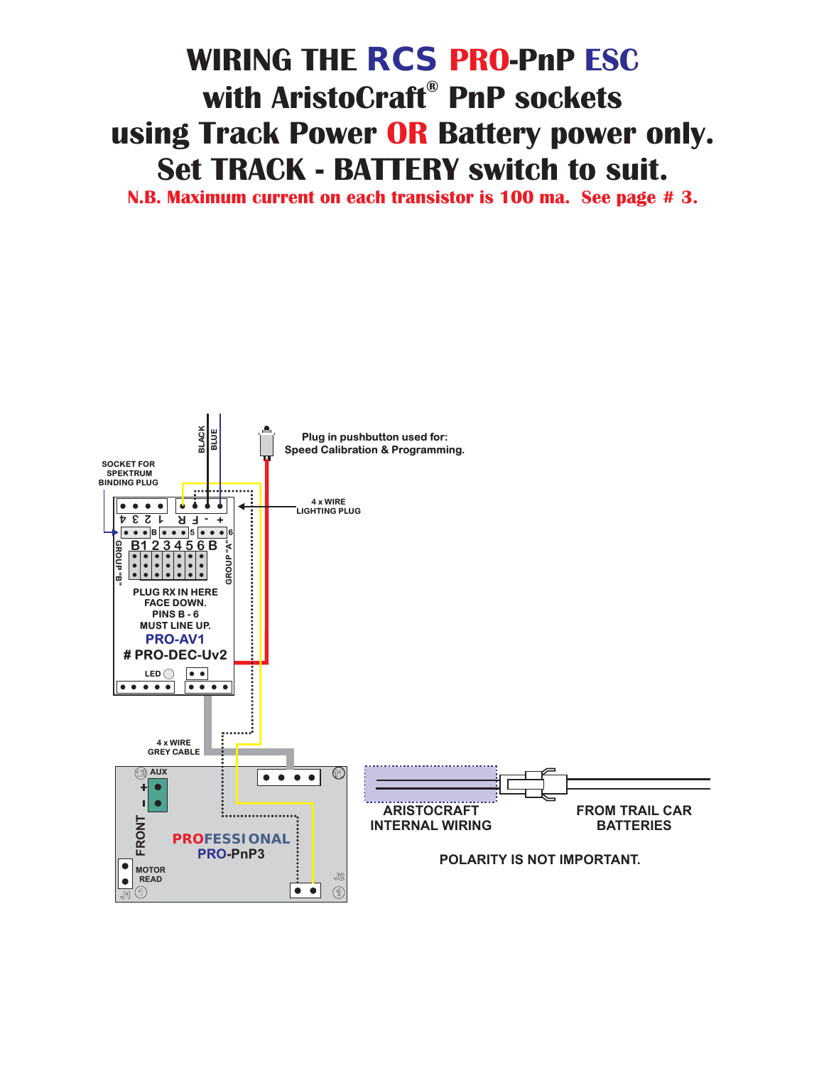# WIRING THE RCS PRO-PnP ESC with AristoCraft® PnP sockets using Track Power OR Battery power only. Set TRACK - BATTERY switch to suit.

**N.B. Maximum current on each transistor is 100 ma. See page # 3.**

BLACK

BLUE

Plug in pushbutton used for:
Speed Calibration & Programming.

SOCKET FOR SPEKTRUM BINDING PLUG

4 x WIRE LIGHTING PLUG

4 3 2 1 R F - +

B 5 6

GROUP "B"

B 1 2 3 4 5 6 B

GROUP "A"

PLUG RX IN HERE FACE DOWN. PINS B - 6 MUST LINE UP.

PRO-AV1

# PRO-DEC-Uv2

LED

4 x WIRE GREY CABLE

AUX

FRONT

MOTOR READ

PROFESSIONAL PRO-PnP3

J1

J2

ARISTOCRAFT INTERNAL WIRING

FROM TRAIL CAR BATTERIES

POLARITY IS NOT IMPORTANT.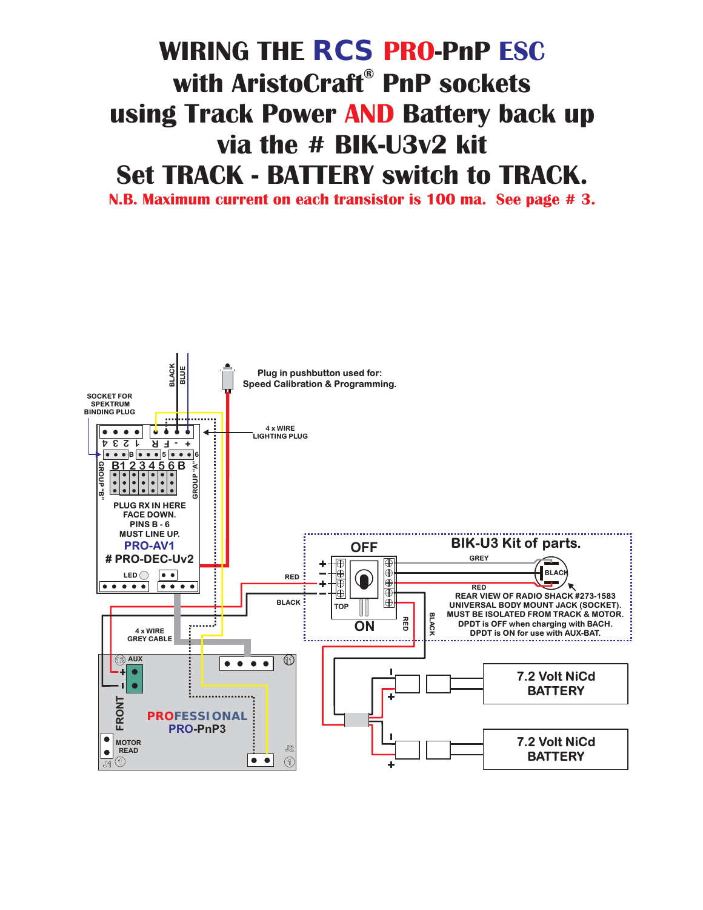# WIRING THE RCS PRO-PnP ESC with AristoCraft® PnP sockets using Track Power AND Battery back up via the # BIK-U3v2 kit

# Set TRACK - BATTERY switch to TRACK.

**N.B. Maximum current on each transistor is 100 ma. See page # 3.**

BLACK
BLUE

Plug in pushbutton used for:
Speed Calibration & Programming.

SOCKET FOR SPEKTRUM BINDING PLUG

4 x WIRE LIGHTING PLUG

4 3 2 1 F R - +

B 5 6

B1 2 3 4 5 6 B

GROUP "B"

GROUP "A"

PLUG RX IN HERE FACE DOWN. PINS B - 6 MUST LINE UP.

PRO-AV1

# PRO-DEC-Uv2

LED

4 x WIRE GREY CABLE

RED

BLACK

OFF

TOP

ON

RED

BLACK

BIK-U3 Kit of parts.

GREY

BLACK

RED

REAR VIEW OF RADIO SHACK #273-1583 UNIVERSAL BODY MOUNT JACK (SOCKET). MUST BE ISOLATED FROM TRACK & MOTOR. DPDT is OFF when charging with BACH. DPDT is ON for use with AUX-BAT.

AUX

FRONT

PROFESSIONAL PRO-PnP3

MOTOR READ

J1

J2

7.2 Volt NiCd BATTERY

7.2 Volt NiCd BATTERY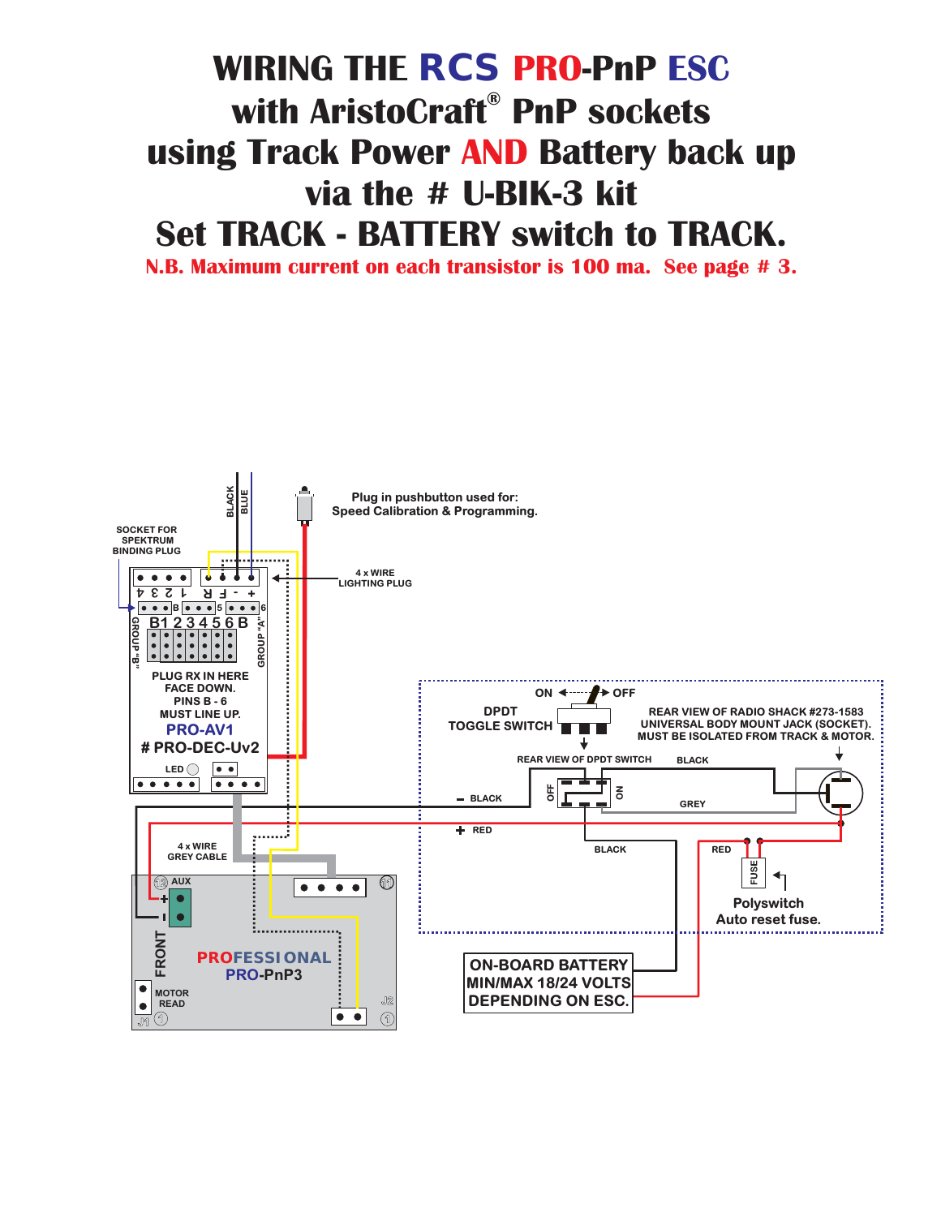# WIRING THE RCS PRO-PnP ESC with AristoCraft® PnP sockets using Track Power AND Battery back up via the # U-BIK-3 kit Set TRACK - BATTERY switch to TRACK.

**N.B. Maximum current on each transistor is 100 ma. See page # 3.**

BLACK
BLUE

Plug in pushbutton used for:
Speed Calibration & Programming.

SOCKET FOR
SPEKTRUM
BINDING PLUG

4 x WIRE
LIGHTING PLUG

4 3 2 1 F R - +

B 5 6

B1 2 3 4 5 6 B

GROUP "B"

GROUP "A"

PLUG RX IN HERE
FACE DOWN.
PINS B - 6
MUST LINE UP.

PRO-AV1

# PRO-DEC-Uv2

LED

ON OFF

DPDT
TOGGLE SWITCH

REAR VIEW OF RADIO SHACK #273-1583
UNIVERSAL BODY MOUNT JACK (SOCKET).
MUST BE ISOLATED FROM TRACK & MOTOR.

REAR VIEW OF DPDT SWITCH

BLACK

– BLACK

OFF ON

GREY

+ RED

4 x WIRE
GREY CABLE

BLACK

RED

FUSE

Polyswitch
Auto reset fuse.

AUX

FRONT

PROFESSIONAL
PRO-PnP3

MOTOR
READ

J1 J2

ON-BOARD BATTERY
MIN/MAX 18/24 VOLTS
DEPENDING ON ESC.